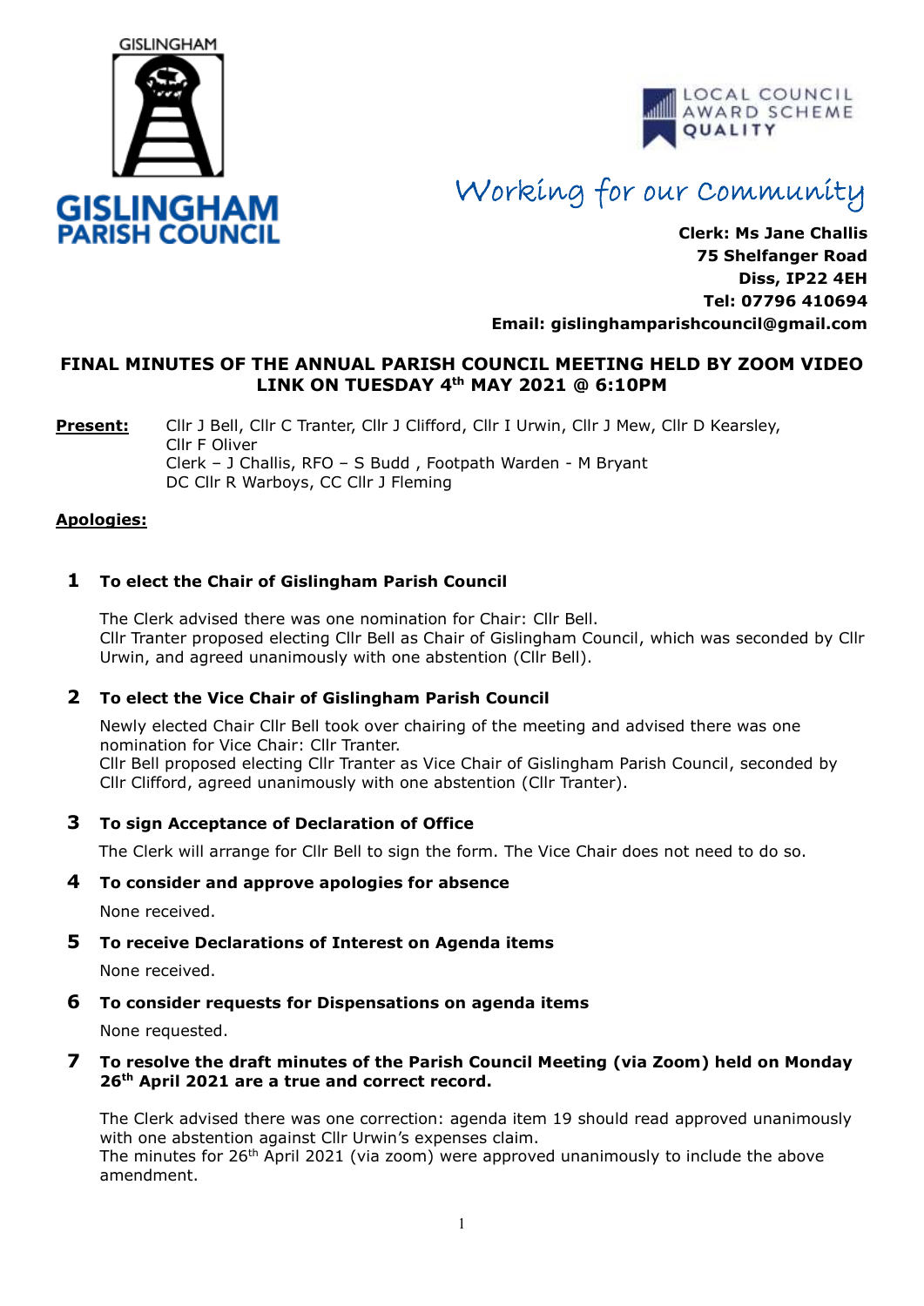GISLINGHAM

**GISLINGHAM PARISH COUNCIL**

LOCAL COUNCIL AWARD SCHEME QUALITY

*Working for our Community*

**Clerk: Ms Jane Challis**
**75 Shelfanger Road**
**Diss, IP22 4EH**
**Tel: 07796 410694**
**Email: gislinghamparishcouncil@gmail.com**

## FINAL MINUTES OF THE ANNUAL PARISH COUNCIL MEETING HELD BY ZOOM VIDEO LINK ON TUESDAY 4th MAY 2021 @ 6:10PM

**Present:** Cllr J Bell, Cllr C Tranter, Cllr J Clifford, Cllr I Urwin, Cllr J Mew, Cllr D Kearsley, Cllr F Oliver
Clerk – J Challis, RFO – S Budd , Footpath Warden - M Bryant
DC Cllr R Warboys, CC Cllr J Fleming

**Apologies:**

### 1 To elect the Chair of Gislingham Parish Council

The Clerk advised there was one nomination for Chair: Cllr Bell.
Cllr Tranter proposed electing Cllr Bell as Chair of Gislingham Council, which was seconded by Cllr Urwin, and agreed unanimously with one abstention (Cllr Bell).

### 2 To elect the Vice Chair of Gislingham Parish Council

Newly elected Chair Cllr Bell took over chairing of the meeting and advised there was one nomination for Vice Chair: Cllr Tranter.
Cllr Bell proposed electing Cllr Tranter as Vice Chair of Gislingham Parish Council, seconded by Cllr Clifford, agreed unanimously with one abstention (Cllr Tranter).

### 3 To sign Acceptance of Declaration of Office

The Clerk will arrange for Cllr Bell to sign the form. The Vice Chair does not need to do so.

### 4 To consider and approve apologies for absence

None received.

### 5 To receive Declarations of Interest on Agenda items

None received.

### 6 To consider requests for Dispensations on agenda items

None requested.

### 7 To resolve the draft minutes of the Parish Council Meeting (via Zoom) held on Monday 26th April 2021 are a true and correct record.

The Clerk advised there was one correction: agenda item 19 should read approved unanimously with one abstention against Cllr Urwin's expenses claim.
The minutes for 26th April 2021 (via zoom) were approved unanimously to include the above amendment.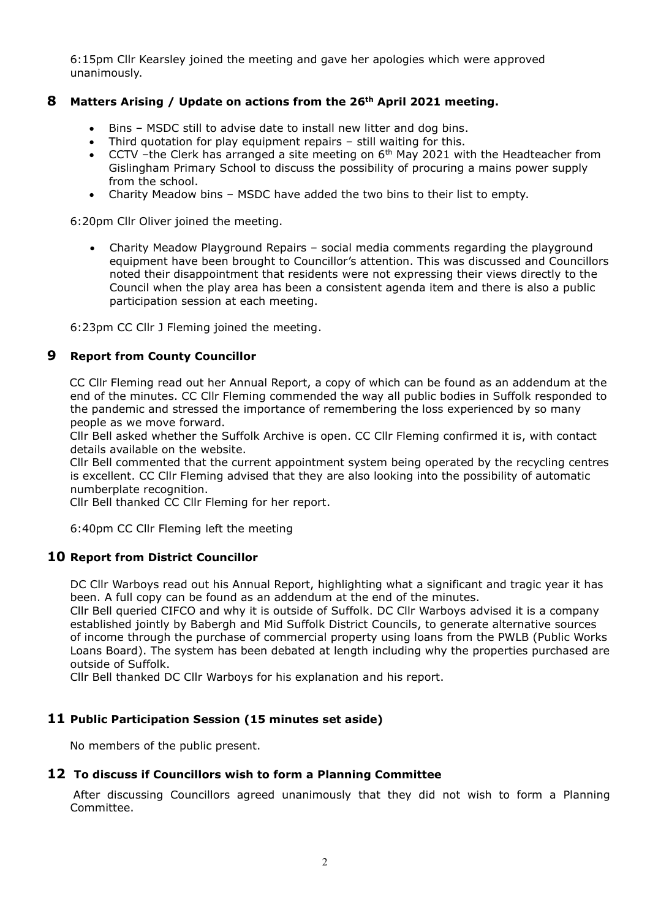6:15pm Cllr Kearsley joined the meeting and gave her apologies which were approved unanimously.

## 8 Matters Arising / Update on actions from the 26th April 2021 meeting.

- Bins – MSDC still to advise date to install new litter and dog bins.
- Third quotation for play equipment repairs – still waiting for this.
- CCTV –the Clerk has arranged a site meeting on 6th May 2021 with the Headteacher from Gislingham Primary School to discuss the possibility of procuring a mains power supply from the school.
- Charity Meadow bins – MSDC have added the two bins to their list to empty.

6:20pm Cllr Oliver joined the meeting.

- Charity Meadow Playground Repairs – social media comments regarding the playground equipment have been brought to Councillor's attention. This was discussed and Councillors noted their disappointment that residents were not expressing their views directly to the Council when the play area has been a consistent agenda item and there is also a public participation session at each meeting.

6:23pm CC Cllr J Fleming joined the meeting.

## 9 Report from County Councillor

CC Cllr Fleming read out her Annual Report, a copy of which can be found as an addendum at the end of the minutes. CC Cllr Fleming commended the way all public bodies in Suffolk responded to the pandemic and stressed the importance of remembering the loss experienced by so many people as we move forward.

Cllr Bell asked whether the Suffolk Archive is open. CC Cllr Fleming confirmed it is, with contact details available on the website.

Cllr Bell commented that the current appointment system being operated by the recycling centres is excellent. CC Cllr Fleming advised that they are also looking into the possibility of automatic numberplate recognition.

Cllr Bell thanked CC Cllr Fleming for her report.

6:40pm CC Cllr Fleming left the meeting

## 10 Report from District Councillor

DC Cllr Warboys read out his Annual Report, highlighting what a significant and tragic year it has been. A full copy can be found as an addendum at the end of the minutes.

Cllr Bell queried CIFCO and why it is outside of Suffolk. DC Cllr Warboys advised it is a company established jointly by Babergh and Mid Suffolk District Councils, to generate alternative sources of income through the purchase of commercial property using loans from the PWLB (Public Works Loans Board). The system has been debated at length including why the properties purchased are outside of Suffolk.

Cllr Bell thanked DC Cllr Warboys for his explanation and his report.

## 11 Public Participation Session (15 minutes set aside)

No members of the public present.

## 12 To discuss if Councillors wish to form a Planning Committee

After discussing Councillors agreed unanimously that they did not wish to form a Planning Committee.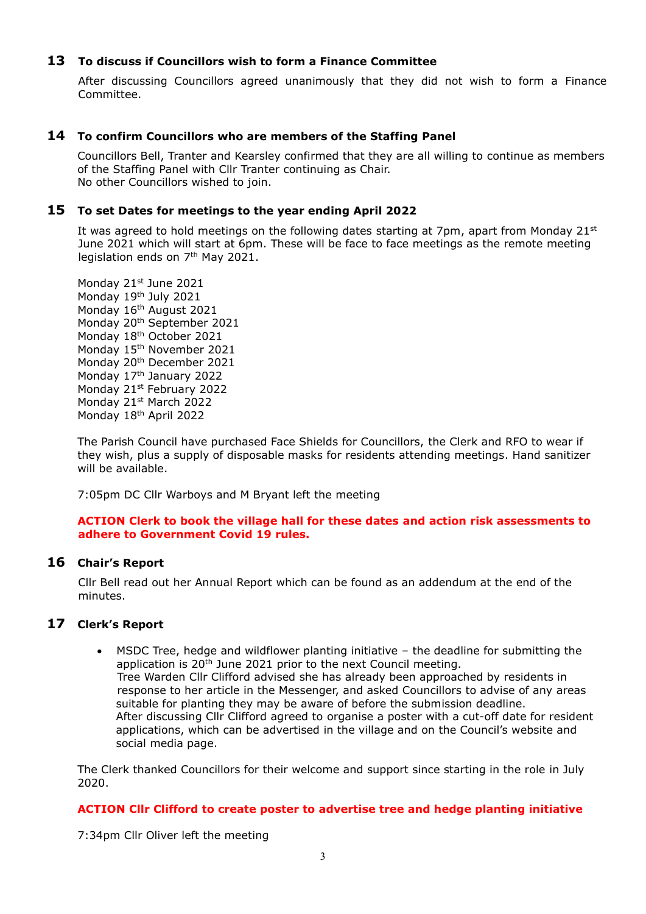## 13 To discuss if Councillors wish to form a Finance Committee

After discussing Councillors agreed unanimously that they did not wish to form a Finance Committee.

## 14 To confirm Councillors who are members of the Staffing Panel

Councillors Bell, Tranter and Kearsley confirmed that they are all willing to continue as members of the Staffing Panel with Cllr Tranter continuing as Chair.
No other Councillors wished to join.

## 15 To set Dates for meetings to the year ending April 2022

It was agreed to hold meetings on the following dates starting at 7pm, apart from Monday 21st June 2021 which will start at 6pm. These will be face to face meetings as the remote meeting legislation ends on 7th May 2021.

Monday 21st June 2021
Monday 19th July 2021
Monday 16th August 2021
Monday 20th September 2021
Monday 18th October 2021
Monday 15th November 2021
Monday 20th December 2021
Monday 17th January 2022
Monday 21st February 2022
Monday 21st March 2022
Monday 18th April 2022

The Parish Council have purchased Face Shields for Councillors, the Clerk and RFO to wear if they wish, plus a supply of disposable masks for residents attending meetings. Hand sanitizer will be available.

7:05pm DC Cllr Warboys and M Bryant left the meeting

**ACTION Clerk to book the village hall for these dates and action risk assessments to adhere to Government Covid 19 rules.**

## 16 Chair's Report

Cllr Bell read out her Annual Report which can be found as an addendum at the end of the minutes.

## 17 Clerk's Report

- MSDC Tree, hedge and wildflower planting initiative – the deadline for submitting the application is 20th June 2021 prior to the next Council meeting.
  Tree Warden Cllr Clifford advised she has already been approached by residents in response to her article in the Messenger, and asked Councillors to advise of any areas suitable for planting they may be aware of before the submission deadline.
  After discussing Cllr Clifford agreed to organise a poster with a cut-off date for resident applications, which can be advertised in the village and on the Council's website and social media page.

The Clerk thanked Councillors for their welcome and support since starting in the role in July 2020.

**ACTION Cllr Clifford to create poster to advertise tree and hedge planting initiative**

7:34pm Cllr Oliver left the meeting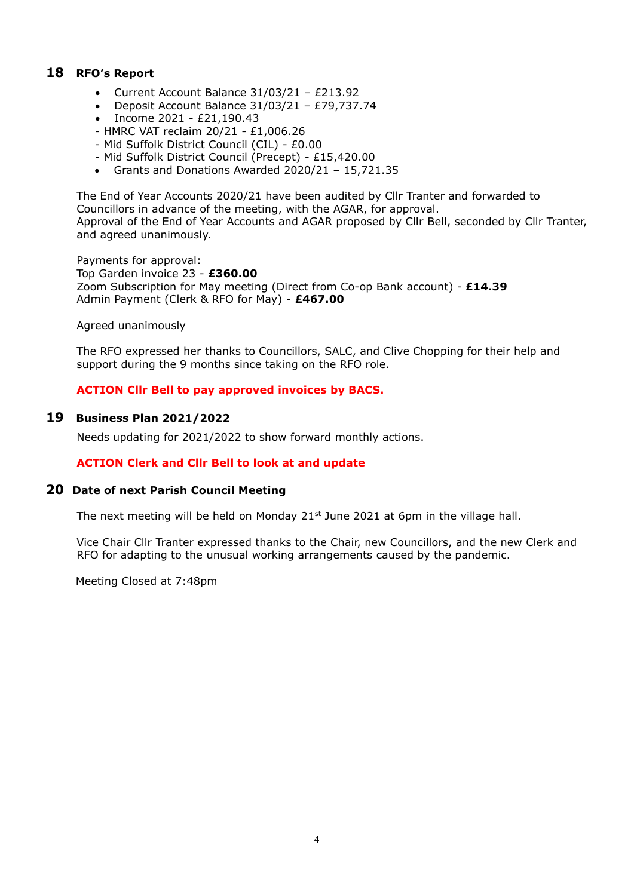## 18 RFO's Report

- Current Account Balance 31/03/21 – £213.92
- Deposit Account Balance 31/03/21 – £79,737.74
- Income 2021 - £21,190.43

- HMRC VAT reclaim 20/21 - £1,006.26
- Mid Suffolk District Council (CIL) - £0.00
- Mid Suffolk District Council (Precept) - £15,420.00

- Grants and Donations Awarded 2020/21 – 15,721.35

The End of Year Accounts 2020/21 have been audited by Cllr Tranter and forwarded to Councillors in advance of the meeting, with the AGAR, for approval.
Approval of the End of Year Accounts and AGAR proposed by Cllr Bell, seconded by Cllr Tranter, and agreed unanimously.

Payments for approval:
Top Garden invoice 23 - **£360.00**
Zoom Subscription for May meeting (Direct from Co-op Bank account) - **£14.39**
Admin Payment (Clerk & RFO for May) - **£467.00**

Agreed unanimously

The RFO expressed her thanks to Councillors, SALC, and Clive Chopping for their help and support during the 9 months since taking on the RFO role.

**ACTION Cllr Bell to pay approved invoices by BACS.**

## 19 Business Plan 2021/2022

Needs updating for 2021/2022 to show forward monthly actions.

**ACTION Clerk and Cllr Bell to look at and update**

## 20 Date of next Parish Council Meeting

The next meeting will be held on Monday 21st June 2021 at 6pm in the village hall.

Vice Chair Cllr Tranter expressed thanks to the Chair, new Councillors, and the new Clerk and RFO for adapting to the unusual working arrangements caused by the pandemic.

Meeting Closed at 7:48pm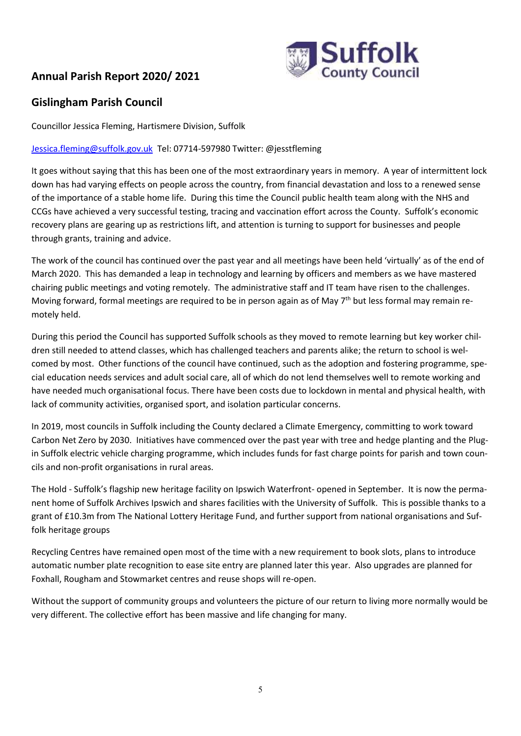## Annual Parish Report 2020/ 2021

## Gislingham Parish Council

Councillor Jessica Fleming, Hartismere Division, Suffolk

Jessica.fleming@suffolk.gov.uk Tel: 07714-597980 Twitter: @jesstfleming

It goes without saying that this has been one of the most extraordinary years in memory. A year of intermittent lock down has had varying effects on people across the country, from financial devastation and loss to a renewed sense of the importance of a stable home life. During this time the Council public health team along with the NHS and CCGs have achieved a very successful testing, tracing and vaccination effort across the County. Suffolk's economic recovery plans are gearing up as restrictions lift, and attention is turning to support for businesses and people through grants, training and advice.

The work of the council has continued over the past year and all meetings have been held 'virtually' as of the end of March 2020. This has demanded a leap in technology and learning by officers and members as we have mastered chairing public meetings and voting remotely. The administrative staff and IT team have risen to the challenges. Moving forward, formal meetings are required to be in person again as of May 7th but less formal may remain remotely held.

During this period the Council has supported Suffolk schools as they moved to remote learning but key worker children still needed to attend classes, which has challenged teachers and parents alike; the return to school is welcomed by most. Other functions of the council have continued, such as the adoption and fostering programme, special education needs services and adult social care, all of which do not lend themselves well to remote working and have needed much organisational focus. There have been costs due to lockdown in mental and physical health, with lack of community activities, organised sport, and isolation particular concerns.

In 2019, most councils in Suffolk including the County declared a Climate Emergency, committing to work toward Carbon Net Zero by 2030. Initiatives have commenced over the past year with tree and hedge planting and the Plug-in Suffolk electric vehicle charging programme, which includes funds for fast charge points for parish and town councils and non-profit organisations in rural areas.

The Hold - Suffolk's flagship new heritage facility on Ipswich Waterfront- opened in September. It is now the permanent home of Suffolk Archives Ipswich and shares facilities with the University of Suffolk. This is possible thanks to a grant of £10.3m from The National Lottery Heritage Fund, and further support from national organisations and Suffolk heritage groups

Recycling Centres have remained open most of the time with a new requirement to book slots, plans to introduce automatic number plate recognition to ease site entry are planned later this year. Also upgrades are planned for Foxhall, Rougham and Stowmarket centres and reuse shops will re-open.

Without the support of community groups and volunteers the picture of our return to living more normally would be very different. The collective effort has been massive and life changing for many.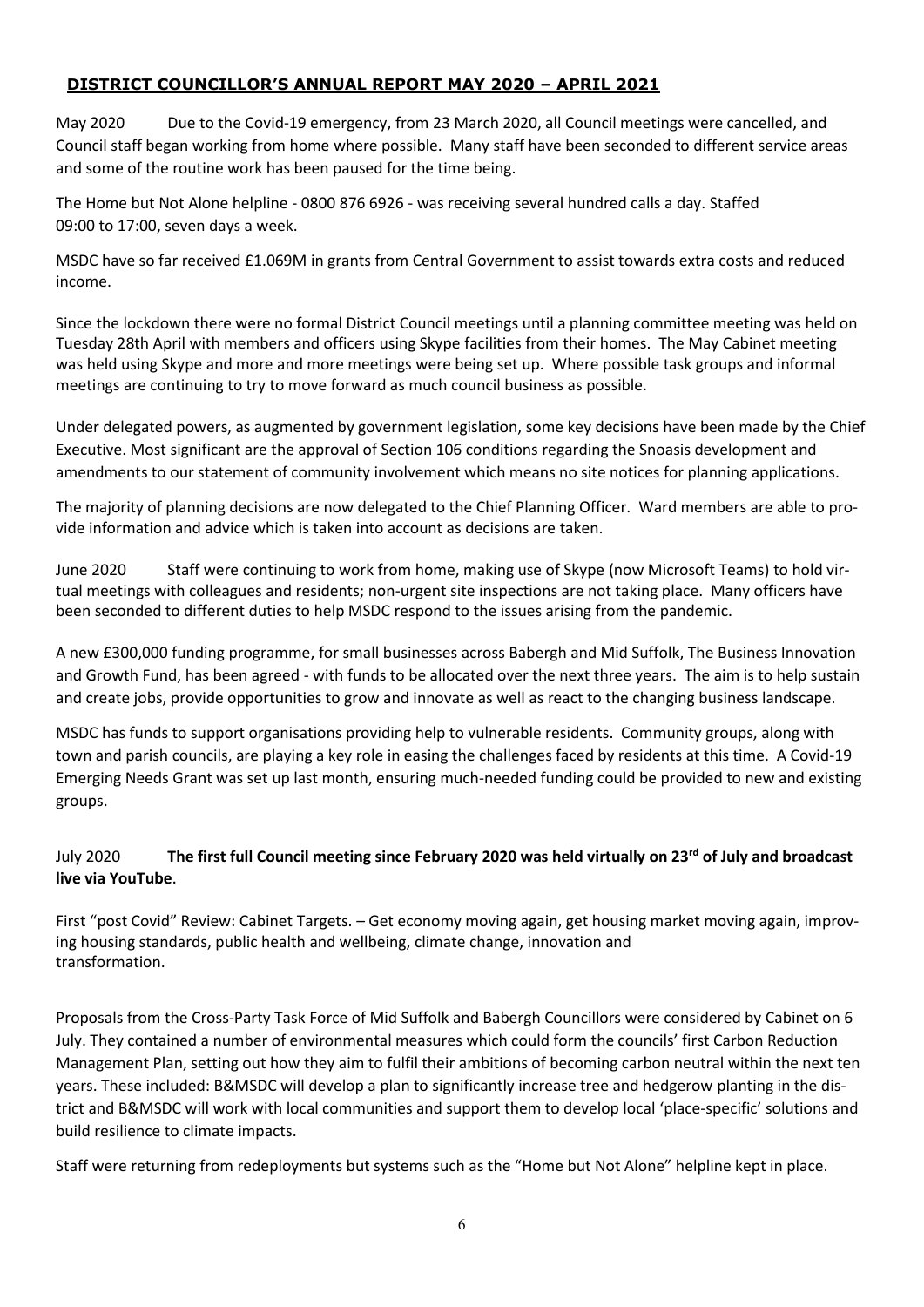## DISTRICT COUNCILLOR'S ANNUAL REPORT MAY 2020 – APRIL 2021

May 2020 Due to the Covid-19 emergency, from 23 March 2020, all Council meetings were cancelled, and Council staff began working from home where possible. Many staff have been seconded to different service areas and some of the routine work has been paused for the time being.

The Home but Not Alone helpline - 0800 876 6926 - was receiving several hundred calls a day. Staffed 09:00 to 17:00, seven days a week.

MSDC have so far received £1.069M in grants from Central Government to assist towards extra costs and reduced income.

Since the lockdown there were no formal District Council meetings until a planning committee meeting was held on Tuesday 28th April with members and officers using Skype facilities from their homes. The May Cabinet meeting was held using Skype and more and more meetings were being set up. Where possible task groups and informal meetings are continuing to try to move forward as much council business as possible.

Under delegated powers, as augmented by government legislation, some key decisions have been made by the Chief Executive. Most significant are the approval of Section 106 conditions regarding the Snoasis development and amendments to our statement of community involvement which means no site notices for planning applications.

The majority of planning decisions are now delegated to the Chief Planning Officer. Ward members are able to provide information and advice which is taken into account as decisions are taken.

June 2020 Staff were continuing to work from home, making use of Skype (now Microsoft Teams) to hold virtual meetings with colleagues and residents; non-urgent site inspections are not taking place. Many officers have been seconded to different duties to help MSDC respond to the issues arising from the pandemic.

A new £300,000 funding programme, for small businesses across Babergh and Mid Suffolk, The Business Innovation and Growth Fund, has been agreed - with funds to be allocated over the next three years. The aim is to help sustain and create jobs, provide opportunities to grow and innovate as well as react to the changing business landscape.

MSDC has funds to support organisations providing help to vulnerable residents. Community groups, along with town and parish councils, are playing a key role in easing the challenges faced by residents at this time. A Covid-19 Emerging Needs Grant was set up last month, ensuring much-needed funding could be provided to new and existing groups.

July 2020 **The first full Council meeting since February 2020 was held virtually on 23rd of July and broadcast live via YouTube**.

First "post Covid" Review: Cabinet Targets. – Get economy moving again, get housing market moving again, improving housing standards, public health and wellbeing, climate change, innovation and transformation.

Proposals from the Cross-Party Task Force of Mid Suffolk and Babergh Councillors were considered by Cabinet on 6 July. They contained a number of environmental measures which could form the councils' first Carbon Reduction Management Plan, setting out how they aim to fulfil their ambitions of becoming carbon neutral within the next ten years. These included: B&MSDC will develop a plan to significantly increase tree and hedgerow planting in the district and B&MSDC will work with local communities and support them to develop local 'place-specific' solutions and build resilience to climate impacts.

Staff were returning from redeployments but systems such as the "Home but Not Alone" helpline kept in place.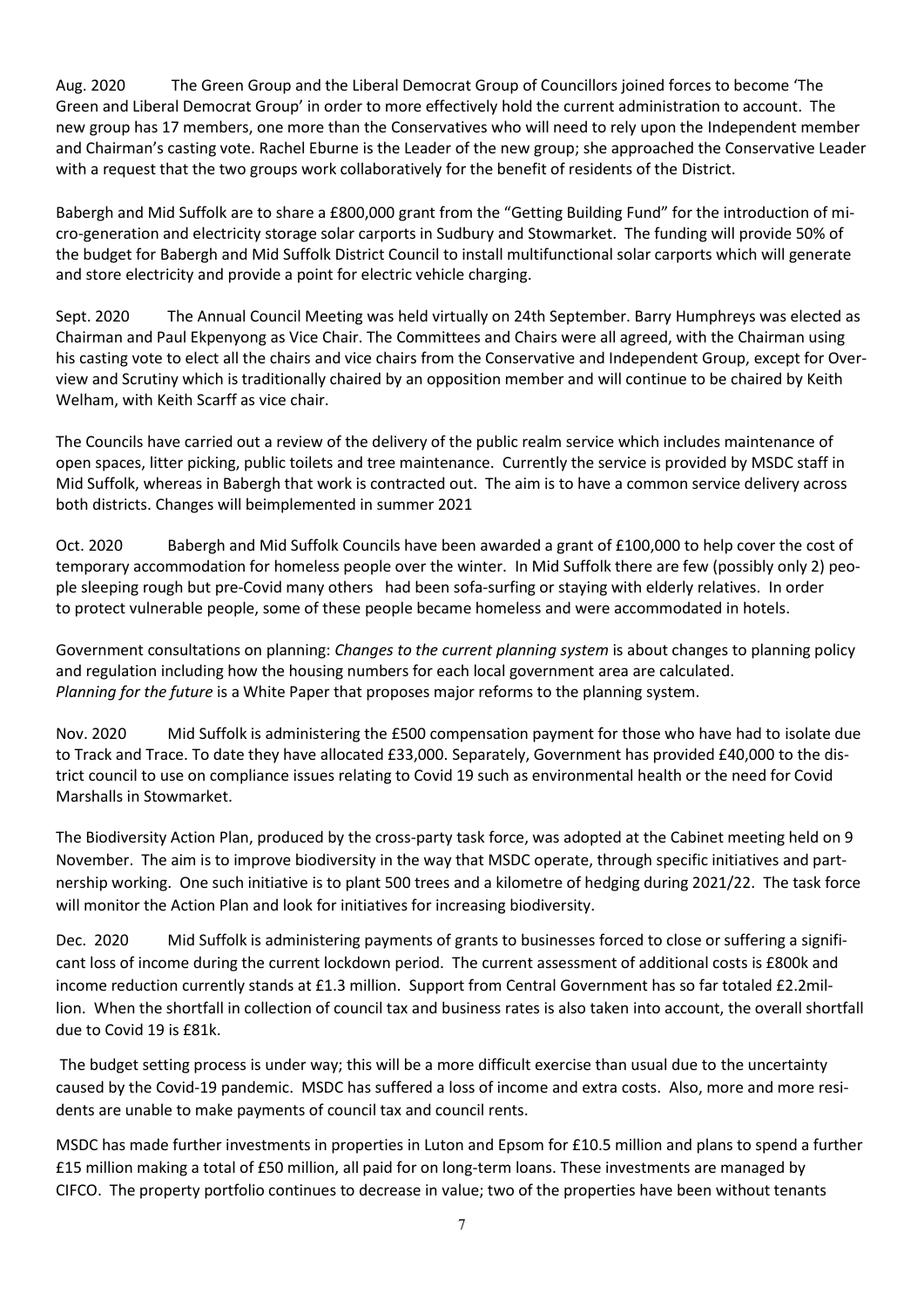Aug. 2020 The Green Group and the Liberal Democrat Group of Councillors joined forces to become 'The Green and Liberal Democrat Group' in order to more effectively hold the current administration to account. The new group has 17 members, one more than the Conservatives who will need to rely upon the Independent member and Chairman's casting vote. Rachel Eburne is the Leader of the new group; she approached the Conservative Leader with a request that the two groups work collaboratively for the benefit of residents of the District.

Babergh and Mid Suffolk are to share a £800,000 grant from the "Getting Building Fund" for the introduction of micro-generation and electricity storage solar carports in Sudbury and Stowmarket. The funding will provide 50% of the budget for Babergh and Mid Suffolk District Council to install multifunctional solar carports which will generate and store electricity and provide a point for electric vehicle charging.

Sept. 2020 The Annual Council Meeting was held virtually on 24th September. Barry Humphreys was elected as Chairman and Paul Ekpenyong as Vice Chair. The Committees and Chairs were all agreed, with the Chairman using his casting vote to elect all the chairs and vice chairs from the Conservative and Independent Group, except for Overview and Scrutiny which is traditionally chaired by an opposition member and will continue to be chaired by Keith Welham, with Keith Scarff as vice chair.

The Councils have carried out a review of the delivery of the public realm service which includes maintenance of open spaces, litter picking, public toilets and tree maintenance. Currently the service is provided by MSDC staff in Mid Suffolk, whereas in Babergh that work is contracted out. The aim is to have a common service delivery across both districts. Changes will beimplemented in summer 2021

Oct. 2020 Babergh and Mid Suffolk Councils have been awarded a grant of £100,000 to help cover the cost of temporary accommodation for homeless people over the winter. In Mid Suffolk there are few (possibly only 2) people sleeping rough but pre-Covid many others had been sofa-surfing or staying with elderly relatives. In order to protect vulnerable people, some of these people became homeless and were accommodated in hotels.

Government consultations on planning: *Changes to the current planning system* is about changes to planning policy and regulation including how the housing numbers for each local government area are calculated. *Planning for the future* is a White Paper that proposes major reforms to the planning system.

Nov. 2020 Mid Suffolk is administering the £500 compensation payment for those who have had to isolate due to Track and Trace. To date they have allocated £33,000. Separately, Government has provided £40,000 to the district council to use on compliance issues relating to Covid 19 such as environmental health or the need for Covid Marshalls in Stowmarket.

The Biodiversity Action Plan, produced by the cross-party task force, was adopted at the Cabinet meeting held on 9 November. The aim is to improve biodiversity in the way that MSDC operate, through specific initiatives and partnership working. One such initiative is to plant 500 trees and a kilometre of hedging during 2021/22. The task force will monitor the Action Plan and look for initiatives for increasing biodiversity.

Dec. 2020 Mid Suffolk is administering payments of grants to businesses forced to close or suffering a significant loss of income during the current lockdown period. The current assessment of additional costs is £800k and income reduction currently stands at £1.3 million. Support from Central Government has so far totaled £2.2million. When the shortfall in collection of council tax and business rates is also taken into account, the overall shortfall due to Covid 19 is £81k.

The budget setting process is under way; this will be a more difficult exercise than usual due to the uncertainty caused by the Covid-19 pandemic. MSDC has suffered a loss of income and extra costs. Also, more and more residents are unable to make payments of council tax and council rents.

MSDC has made further investments in properties in Luton and Epsom for £10.5 million and plans to spend a further £15 million making a total of £50 million, all paid for on long-term loans. These investments are managed by CIFCO. The property portfolio continues to decrease in value; two of the properties have been without tenants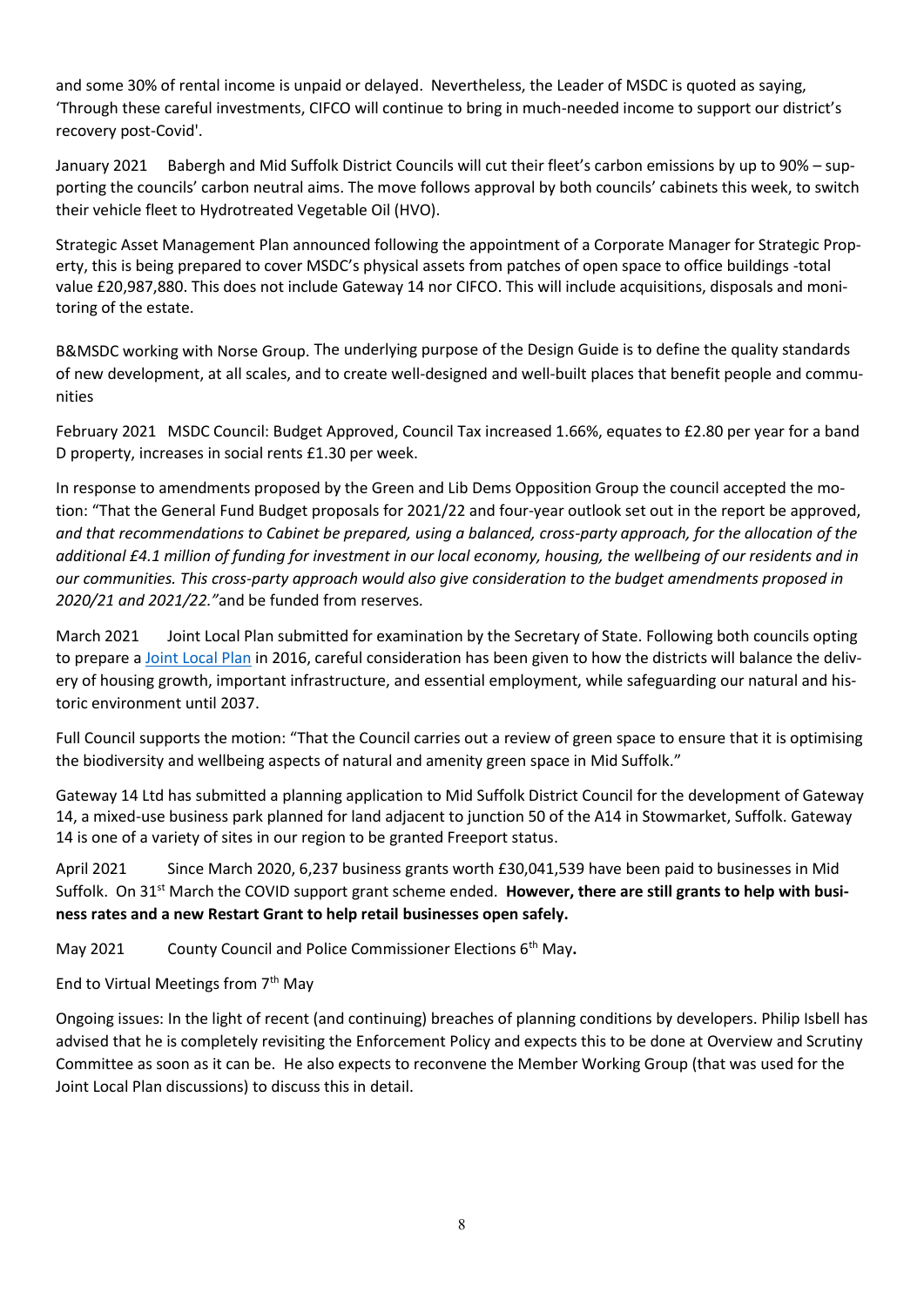and some 30% of rental income is unpaid or delayed. Nevertheless, the Leader of MSDC is quoted as saying, 'Through these careful investments, CIFCO will continue to bring in much-needed income to support our district's recovery post-Covid'.

January 2021 Babergh and Mid Suffolk District Councils will cut their fleet's carbon emissions by up to 90% – supporting the councils' carbon neutral aims. The move follows approval by both councils' cabinets this week, to switch their vehicle fleet to Hydrotreated Vegetable Oil (HVO).

Strategic Asset Management Plan announced following the appointment of a Corporate Manager for Strategic Property, this is being prepared to cover MSDC's physical assets from patches of open space to office buildings -total value £20,987,880. This does not include Gateway 14 nor CIFCO. This will include acquisitions, disposals and monitoring of the estate.

B&MSDC working with Norse Group. The underlying purpose of the Design Guide is to define the quality standards of new development, at all scales, and to create well-designed and well-built places that benefit people and communities

February 2021 MSDC Council: Budget Approved, Council Tax increased 1.66%, equates to £2.80 per year for a band D property, increases in social rents £1.30 per week.

In response to amendments proposed by the Green and Lib Dems Opposition Group the council accepted the motion: "That the General Fund Budget proposals for 2021/22 and four-year outlook set out in the report be approved, *and that recommendations to Cabinet be prepared, using a balanced, cross-party approach, for the allocation of the additional £4.1 million of funding for investment in our local economy, housing, the wellbeing of our residents and in our communities. This cross-party approach would also give consideration to the budget amendments proposed in 2020/21 and 2021/22."* and be funded from reserves.

March 2021 Joint Local Plan submitted for examination by the Secretary of State. Following both councils opting to prepare a Joint Local Plan in 2016, careful consideration has been given to how the districts will balance the delivery of housing growth, important infrastructure, and essential employment, while safeguarding our natural and historic environment until 2037.

Full Council supports the motion: "That the Council carries out a review of green space to ensure that it is optimising the biodiversity and wellbeing aspects of natural and amenity green space in Mid Suffolk."

Gateway 14 Ltd has submitted a planning application to Mid Suffolk District Council for the development of Gateway 14, a mixed-use business park planned for land adjacent to junction 50 of the A14 in Stowmarket, Suffolk. Gateway 14 is one of a variety of sites in our region to be granted Freeport status.

April 2021 Since March 2020, 6,237 business grants worth £30,041,539 have been paid to businesses in Mid Suffolk. On 31st March the COVID support grant scheme ended. **However, there are still grants to help with business rates and a new Restart Grant to help retail businesses open safely.**

May 2021 County Council and Police Commissioner Elections 6th May**.**

End to Virtual Meetings from 7th May

Ongoing issues: In the light of recent (and continuing) breaches of planning conditions by developers. Philip Isbell has advised that he is completely revisiting the Enforcement Policy and expects this to be done at Overview and Scrutiny Committee as soon as it can be. He also expects to reconvene the Member Working Group (that was used for the Joint Local Plan discussions) to discuss this in detail.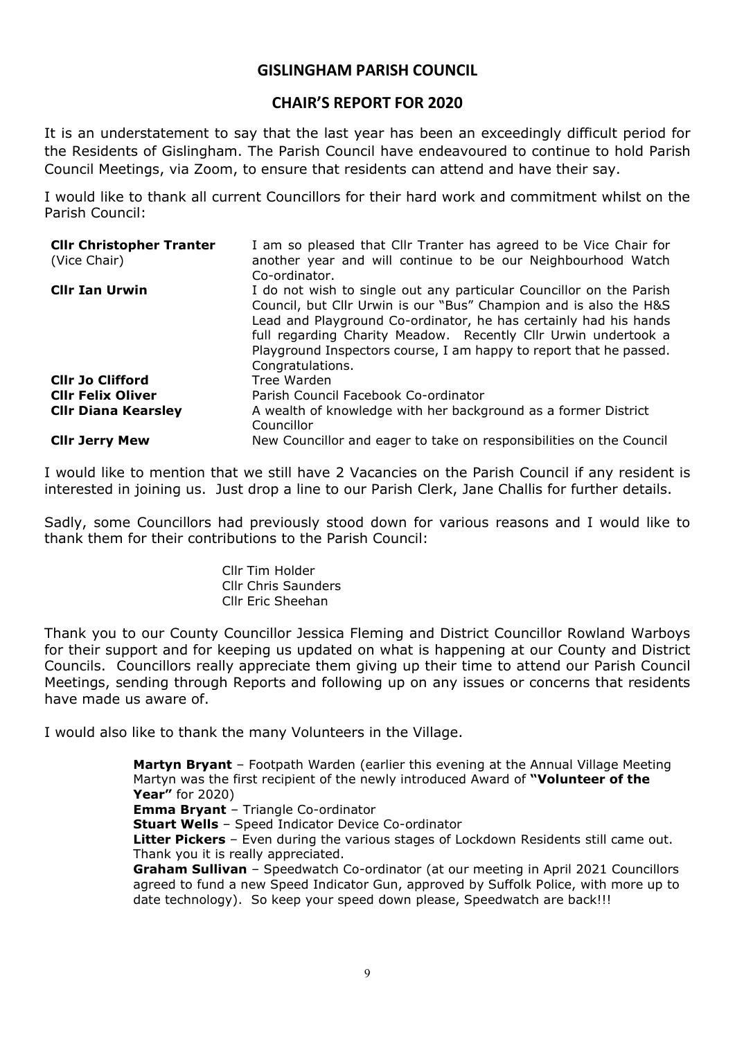# GISLINGHAM PARISH COUNCIL

## CHAIR'S REPORT FOR 2020

It is an understatement to say that the last year has been an exceedingly difficult period for the Residents of Gislingham. The Parish Council have endeavoured to continue to hold Parish Council Meetings, via Zoom, to ensure that residents can attend and have their say.

I would like to thank all current Councillors for their hard work and commitment whilst on the Parish Council:

| | |
|---|---|
| **Cllr Christopher Tranter** (Vice Chair) | I am so pleased that Cllr Tranter has agreed to be Vice Chair for another year and will continue to be our Neighbourhood Watch Co-ordinator. |
| **Cllr Ian Urwin** | I do not wish to single out any particular Councillor on the Parish Council, but Cllr Urwin is our "Bus" Champion and is also the H&S Lead and Playground Co-ordinator, he has certainly had his hands full regarding Charity Meadow. Recently Cllr Urwin undertook a Playground Inspectors course, I am happy to report that he passed. Congratulations. |
| **Cllr Jo Clifford** | Tree Warden |
| **Cllr Felix Oliver** | Parish Council Facebook Co-ordinator |
| **Cllr Diana Kearsley** | A wealth of knowledge with her background as a former District Councillor |
| **Cllr Jerry Mew** | New Councillor and eager to take on responsibilities on the Council |

I would like to mention that we still have 2 Vacancies on the Parish Council if any resident is interested in joining us. Just drop a line to our Parish Clerk, Jane Challis for further details.

Sadly, some Councillors had previously stood down for various reasons and I would like to thank them for their contributions to the Parish Council:

Cllr Tim Holder
Cllr Chris Saunders
Cllr Eric Sheehan

Thank you to our County Councillor Jessica Fleming and District Councillor Rowland Warboys for their support and for keeping us updated on what is happening at our County and District Councils. Councillors really appreciate them giving up their time to attend our Parish Council Meetings, sending through Reports and following up on any issues or concerns that residents have made us aware of.

I would also like to thank the many Volunteers in the Village.

**Martyn Bryant** – Footpath Warden (earlier this evening at the Annual Village Meeting Martyn was the first recipient of the newly introduced Award of **"Volunteer of the Year"** for 2020)
**Emma Bryant** – Triangle Co-ordinator
**Stuart Wells** – Speed Indicator Device Co-ordinator
**Litter Pickers** – Even during the various stages of Lockdown Residents still came out. Thank you it is really appreciated.
**Graham Sullivan** – Speedwatch Co-ordinator (at our meeting in April 2021 Councillors agreed to fund a new Speed Indicator Gun, approved by Suffolk Police, with more up to date technology). So keep your speed down please, Speedwatch are back!!!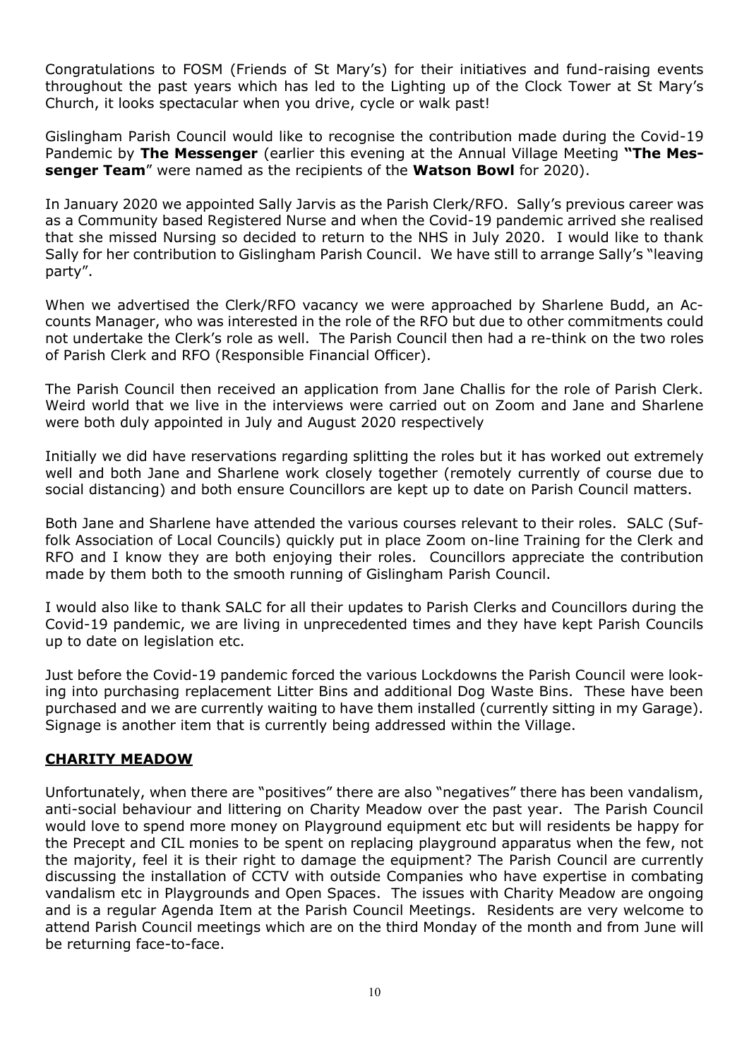Congratulations to FOSM (Friends of St Mary's) for their initiatives and fund-raising events throughout the past years which has led to the Lighting up of the Clock Tower at St Mary's Church, it looks spectacular when you drive, cycle or walk past!

Gislingham Parish Council would like to recognise the contribution made during the Covid-19 Pandemic by **The Messenger** (earlier this evening at the Annual Village Meeting **"The Messenger Team**" were named as the recipients of the **Watson Bowl** for 2020).

In January 2020 we appointed Sally Jarvis as the Parish Clerk/RFO. Sally's previous career was as a Community based Registered Nurse and when the Covid-19 pandemic arrived she realised that she missed Nursing so decided to return to the NHS in July 2020. I would like to thank Sally for her contribution to Gislingham Parish Council. We have still to arrange Sally's "leaving party".

When we advertised the Clerk/RFO vacancy we were approached by Sharlene Budd, an Accounts Manager, who was interested in the role of the RFO but due to other commitments could not undertake the Clerk's role as well. The Parish Council then had a re-think on the two roles of Parish Clerk and RFO (Responsible Financial Officer).

The Parish Council then received an application from Jane Challis for the role of Parish Clerk. Weird world that we live in the interviews were carried out on Zoom and Jane and Sharlene were both duly appointed in July and August 2020 respectively

Initially we did have reservations regarding splitting the roles but it has worked out extremely well and both Jane and Sharlene work closely together (remotely currently of course due to social distancing) and both ensure Councillors are kept up to date on Parish Council matters.

Both Jane and Sharlene have attended the various courses relevant to their roles. SALC (Suffolk Association of Local Councils) quickly put in place Zoom on-line Training for the Clerk and RFO and I know they are both enjoying their roles. Councillors appreciate the contribution made by them both to the smooth running of Gislingham Parish Council.

I would also like to thank SALC for all their updates to Parish Clerks and Councillors during the Covid-19 pandemic, we are living in unprecedented times and they have kept Parish Councils up to date on legislation etc.

Just before the Covid-19 pandemic forced the various Lockdowns the Parish Council were looking into purchasing replacement Litter Bins and additional Dog Waste Bins. These have been purchased and we are currently waiting to have them installed (currently sitting in my Garage). Signage is another item that is currently being addressed within the Village.

## CHARITY MEADOW

Unfortunately, when there are "positives" there are also "negatives" there has been vandalism, anti-social behaviour and littering on Charity Meadow over the past year. The Parish Council would love to spend more money on Playground equipment etc but will residents be happy for the Precept and CIL monies to be spent on replacing playground apparatus when the few, not the majority, feel it is their right to damage the equipment? The Parish Council are currently discussing the installation of CCTV with outside Companies who have expertise in combating vandalism etc in Playgrounds and Open Spaces. The issues with Charity Meadow are ongoing and is a regular Agenda Item at the Parish Council Meetings. Residents are very welcome to attend Parish Council meetings which are on the third Monday of the month and from June will be returning face-to-face.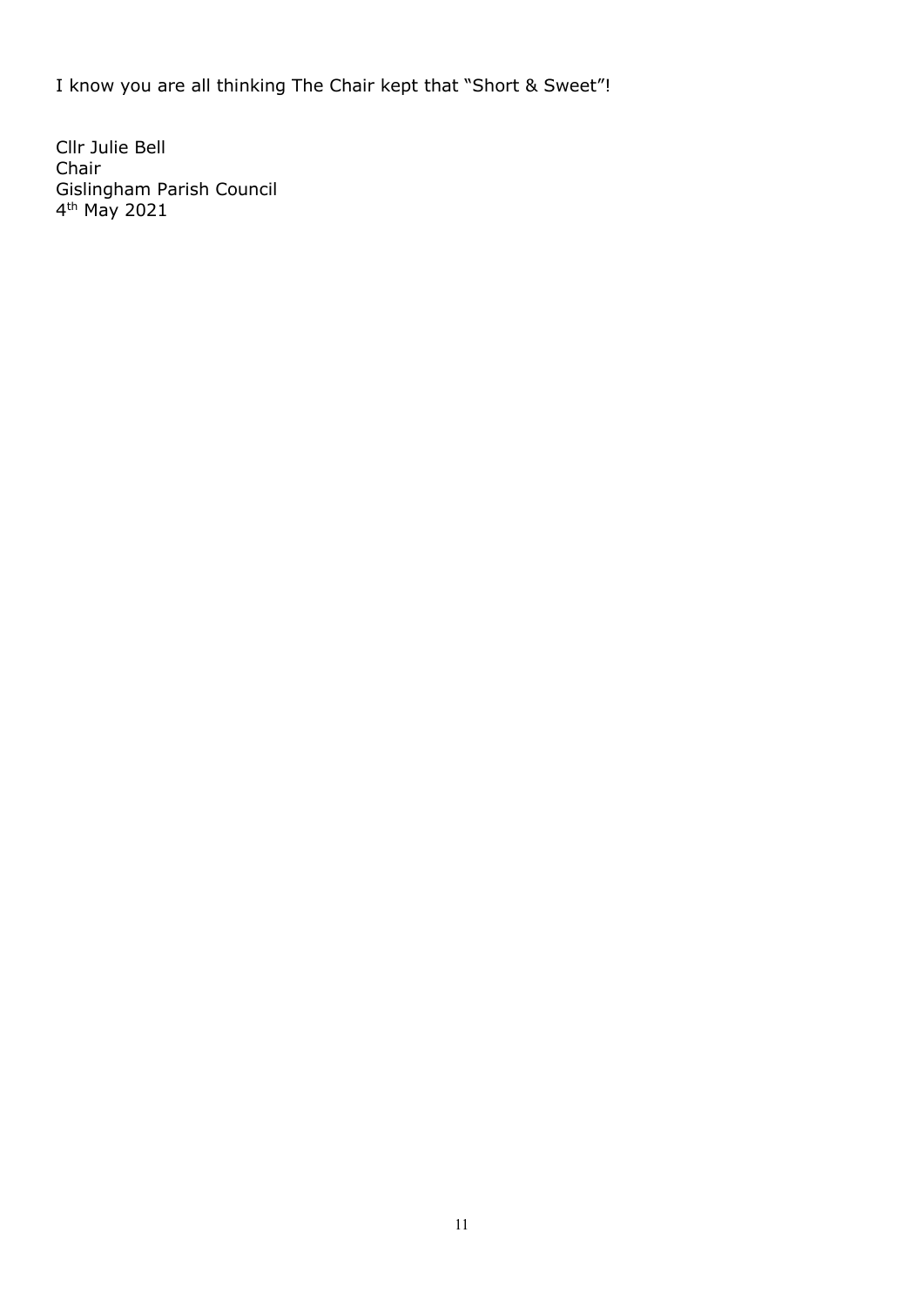I know you are all thinking The Chair kept that "Short & Sweet"!

Cllr Julie Bell
Chair
Gislingham Parish Council
4th May 2021